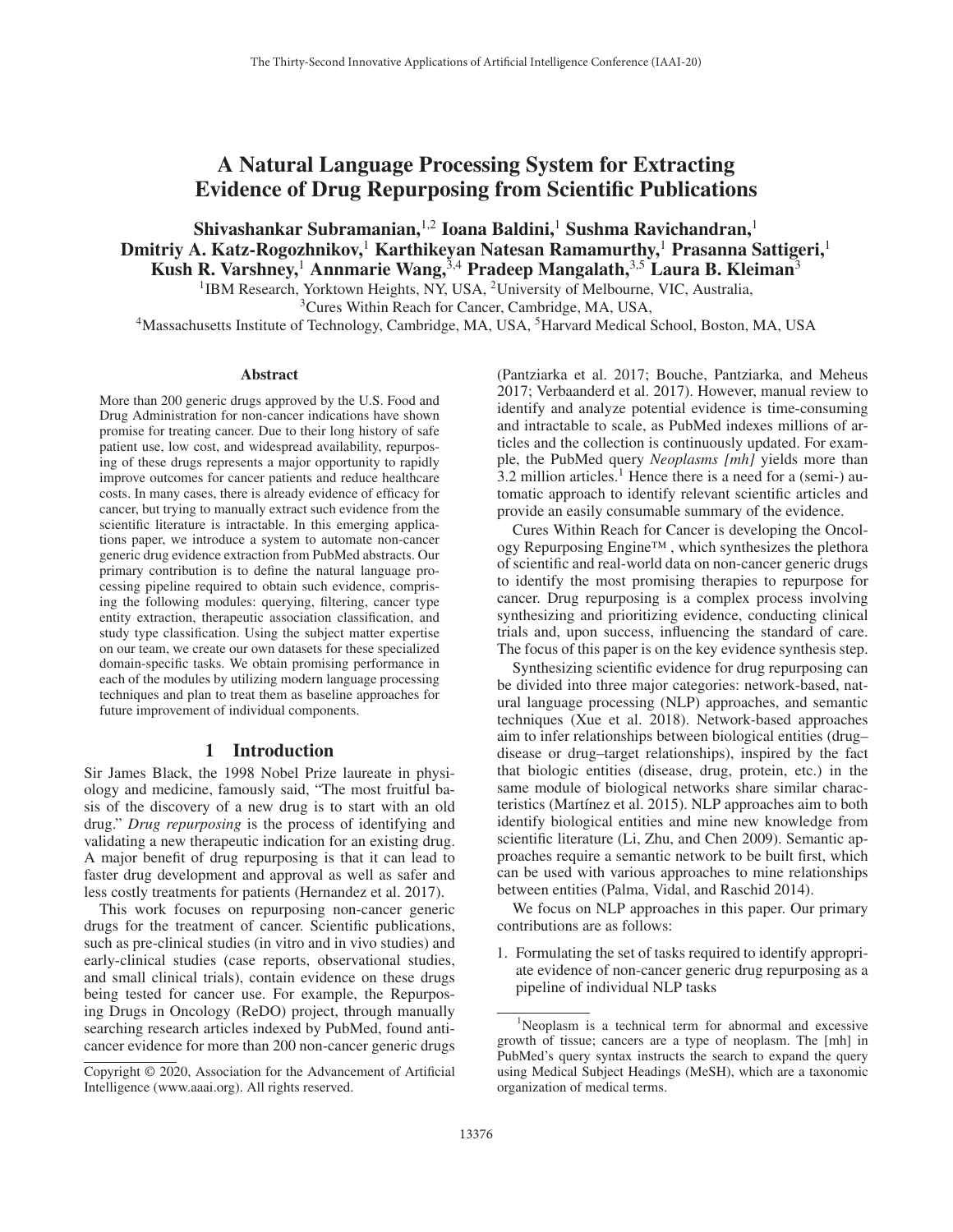# A Natural Language Processing System for Extracting Evidence of Drug Repurposing from Scientific Publications

**Shivashankar Subramanian,[1,2] Ioana Baldini,[1] Sushma Ravichandran,[1] Dmitriy A. Katz-Rogozhnikov,[1] Karthikeyan Natesan Ramamurthy,[1] Prasanna Sattigeri,[1] Kush R. Varshney,[1] Annmarie Wang,[3,4] Pradeep Mangalath,[3,5] Laura B. Kleiman[3]**

[1]IBM Research, Yorktown Heights, NY, USA, [2]University of Melbourne, VIC, Australia, [3]Cures Within Reach for Cancer, Cambridge, MA, USA, [4]Massachusetts Institute of Technology, Cambridge, MA, USA, [5]Harvard Medical School, Boston, MA, USA

## Abstract

More than 200 generic drugs approved by the U.S. Food and Drug Administration for non-cancer indications have shown promise for treating cancer. Due to their long history of safe patient use, low cost, and widespread availability, repurposing of these drugs represents a major opportunity to rapidly improve outcomes for cancer patients and reduce healthcare costs. In many cases, there is already evidence of efficacy for cancer, but trying to manually extract such evidence from the scientific literature is intractable. In this emerging applications paper, we introduce a system to automate non-cancer generic drug evidence extraction from PubMed abstracts. Our primary contribution is to define the natural language processing pipeline required to obtain such evidence, comprising the following modules: querying, filtering, cancer type entity extraction, therapeutic association classification, and study type classification. Using the subject matter expertise on our team, we create our own datasets for these specialized domain-specific tasks. We obtain promising performance in each of the modules by utilizing modern language processing techniques and plan to treat them as baseline approaches for future improvement of individual components.

## 1 Introduction

Sir James Black, the 1998 Nobel Prize laureate in physiology and medicine, famously said, "The most fruitful basis of the discovery of a new drug is to start with an old drug." *Drug repurposing* is the process of identifying and validating a new therapeutic indication for an existing drug. A major benefit of drug repurposing is that it can lead to faster drug development and approval as well as safer and less costly treatments for patients (Hernandez et al. 2017).

This work focuses on repurposing non-cancer generic drugs for the treatment of cancer. Scientific publications, such as pre-clinical studies (in vitro and in vivo studies) and early-clinical studies (case reports, observational studies, and small clinical trials), contain evidence on these drugs being tested for cancer use. For example, the Repurposing Drugs in Oncology (ReDO) project, through manually searching research articles indexed by PubMed, found anticancer evidence for more than 200 non-cancer generic drugs (Pantziarka et al. 2017; Bouche, Pantziarka, and Meheus 2017; Verbaanderd et al. 2017). However, manual review to identify and analyze potential evidence is time-consuming and intractable to scale, as PubMed indexes millions of articles and the collection is continuously updated. For example, the PubMed query *Neoplasms [mh]* yields more than 3.2 million articles.[1] Hence there is a need for a (semi-) automatic approach to identify relevant scientific articles and provide an easily consumable summary of the evidence.

Cures Within Reach for Cancer is developing the Oncology Repurposing Engine™ , which synthesizes the plethora of scientific and real-world data on non-cancer generic drugs to identify the most promising therapies to repurpose for cancer. Drug repurposing is a complex process involving synthesizing and prioritizing evidence, conducting clinical trials and, upon success, influencing the standard of care. The focus of this paper is on the key evidence synthesis step.

Synthesizing scientific evidence for drug repurposing can be divided into three major categories: network-based, natural language processing (NLP) approaches, and semantic techniques (Xue et al. 2018). Network-based approaches aim to infer relationships between biological entities (drug–disease or drug–target relationships), inspired by the fact that biologic entities (disease, drug, protein, etc.) in the same module of biological networks share similar characteristics (Martínez et al. 2015). NLP approaches aim to both identify biological entities and mine new knowledge from scientific literature (Li, Zhu, and Chen 2009). Semantic approaches require a semantic network to be built first, which can be used with various approaches to mine relationships between entities (Palma, Vidal, and Raschid 2014).

We focus on NLP approaches in this paper. Our primary contributions are as follows:

1. Formulating the set of tasks required to identify appropriate evidence of non-cancer generic drug repurposing as a pipeline of individual NLP tasks

[1]Neoplasm is a technical term for abnormal and excessive growth of tissue; cancers are a type of neoplasm. The [mh] in PubMed's query syntax instructs the search to expand the query using Medical Subject Headings (MeSH), which are a taxonomic organization of medical terms.

Copyright © 2020, Association for the Advancement of Artificial Intelligence (www.aaai.org). All rights reserved.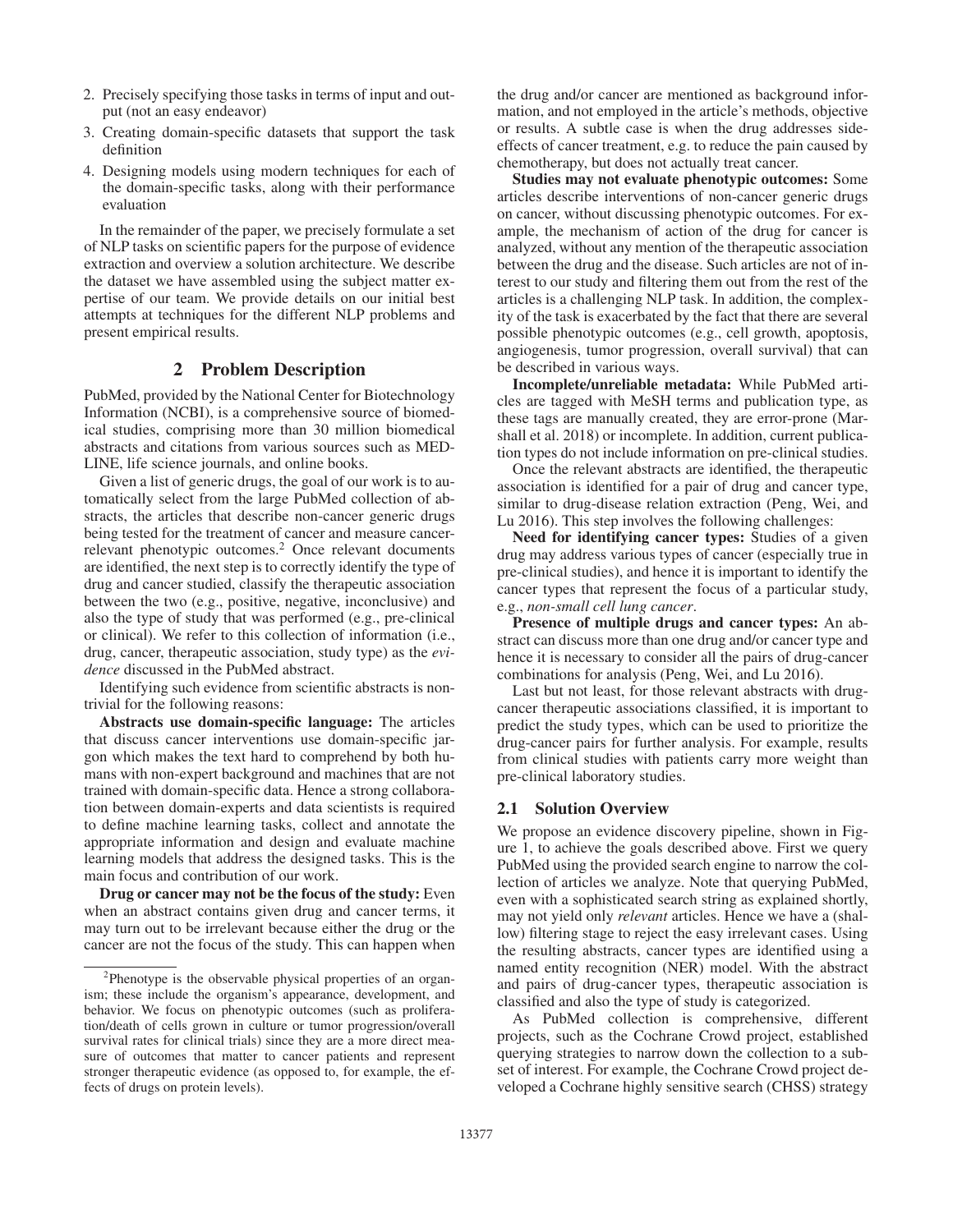2. Precisely specifying those tasks in terms of input and output (not an easy endeavor)
3. Creating domain-specific datasets that support the task definition
4. Designing models using modern techniques for each of the domain-specific tasks, along with their performance evaluation

In the remainder of the paper, we precisely formulate a set of NLP tasks on scientific papers for the purpose of evidence extraction and overview a solution architecture. We describe the dataset we have assembled using the subject matter expertise of our team. We provide details on our initial best attempts at techniques for the different NLP problems and present empirical results.

## 2 Problem Description

PubMed, provided by the National Center for Biotechnology Information (NCBI), is a comprehensive source of biomedical studies, comprising more than 30 million biomedical abstracts and citations from various sources such as MEDLINE, life science journals, and online books.

Given a list of generic drugs, the goal of our work is to automatically select from the large PubMed collection of abstracts, the articles that describe non-cancer generic drugs being tested for the treatment of cancer and measure cancer-relevant phenotypic outcomes.[2] Once relevant documents are identified, the next step is to correctly identify the type of drug and cancer studied, classify the therapeutic association between the two (e.g., positive, negative, inconclusive) and also the type of study that was performed (e.g., pre-clinical or clinical). We refer to this collection of information (i.e., drug, cancer, therapeutic association, study type) as the *evidence* discussed in the PubMed abstract.

Identifying such evidence from scientific abstracts is non-trivial for the following reasons:

**Abstracts use domain-specific language:** The articles that discuss cancer interventions use domain-specific jargon which makes the text hard to comprehend by both humans with non-expert background and machines that are not trained with domain-specific data. Hence a strong collaboration between domain-experts and data scientists is required to define machine learning tasks, collect and annotate the appropriate information and design and evaluate machine learning models that address the designed tasks. This is the main focus and contribution of our work.

**Drug or cancer may not be the focus of the study:** Even when an abstract contains given drug and cancer terms, it may turn out to be irrelevant because either the drug or the cancer are not the focus of the study. This can happen when the drug and/or cancer are mentioned as background information, and not employed in the article's methods, objective or results. A subtle case is when the drug addresses side-effects of cancer treatment, e.g. to reduce the pain caused by chemotherapy, but does not actually treat cancer.

**Studies may not evaluate phenotypic outcomes:** Some articles describe interventions of non-cancer generic drugs on cancer, without discussing phenotypic outcomes. For example, the mechanism of action of the drug for cancer is analyzed, without any mention of the therapeutic association between the drug and the disease. Such articles are not of interest to our study and filtering them out from the rest of the articles is a challenging NLP task. In addition, the complexity of the task is exacerbated by the fact that there are several possible phenotypic outcomes (e.g., cell growth, apoptosis, angiogenesis, tumor progression, overall survival) that can be described in various ways.

**Incomplete/unreliable metadata:** While PubMed articles are tagged with MeSH terms and publication type, as these tags are manually created, they are error-prone (Marshall et al. 2018) or incomplete. In addition, current publication types do not include information on pre-clinical studies.

Once the relevant abstracts are identified, the therapeutic association is identified for a pair of drug and cancer type, similar to drug-disease relation extraction (Peng, Wei, and Lu 2016). This step involves the following challenges:

**Need for identifying cancer types:** Studies of a given drug may address various types of cancer (especially true in pre-clinical studies), and hence it is important to identify the cancer types that represent the focus of a particular study, e.g., *non-small cell lung cancer*.

**Presence of multiple drugs and cancer types:** An abstract can discuss more than one drug and/or cancer type and hence it is necessary to consider all the pairs of drug-cancer combinations for analysis (Peng, Wei, and Lu 2016).

Last but not least, for those relevant abstracts with drug-cancer therapeutic associations classified, it is important to predict the study types, which can be used to prioritize the drug-cancer pairs for further analysis. For example, results from clinical studies with patients carry more weight than pre-clinical laboratory studies.

### 2.1 Solution Overview

We propose an evidence discovery pipeline, shown in Figure 1, to achieve the goals described above. First we query PubMed using the provided search engine to narrow the collection of articles we analyze. Note that querying PubMed, even with a sophisticated search string as explained shortly, may not yield only *relevant* articles. Hence we have a (shallow) filtering stage to reject the easy irrelevant cases. Using the resulting abstracts, cancer types are identified using a named entity recognition (NER) model. With the abstract and pairs of drug-cancer types, therapeutic association is classified and also the type of study is categorized.

As PubMed collection is comprehensive, different projects, such as the Cochrane Crowd project, established querying strategies to narrow down the collection to a subset of interest. For example, the Cochrane Crowd project developed a Cochrane highly sensitive search (CHSS) strategy

[2]Phenotype is the observable physical properties of an organism; these include the organism's appearance, development, and behavior. We focus on phenotypic outcomes (such as proliferation/death of cells grown in culture or tumor progression/overall survival rates for clinical trials) since they are a more direct measure of outcomes that matter to cancer patients and represent stronger therapeutic evidence (as opposed to, for example, the effects of drugs on protein levels).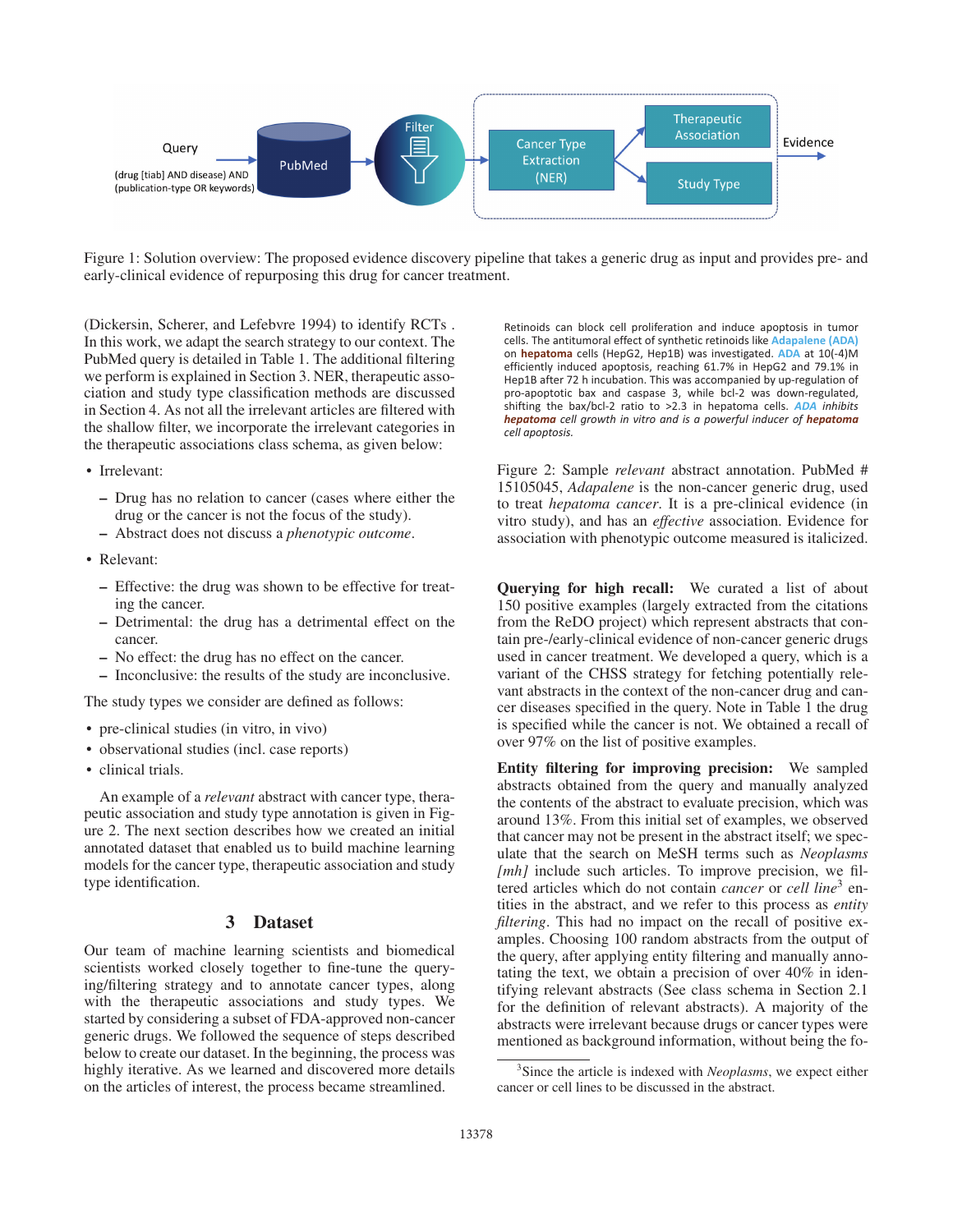Query

(drug [tiab] AND disease) AND (publication-type OR keywords)

PubMed

Filter

Cancer Type Extraction (NER)

Therapeutic Association

Study Type

Evidence

Figure 1: Solution overview: The proposed evidence discovery pipeline that takes a generic drug as input and provides pre- and early-clinical evidence of repurposing this drug for cancer treatment.

(Dickersin, Scherer, and Lefebvre 1994) to identify RCTs . In this work, we adapt the search strategy to our context. The PubMed query is detailed in Table 1. The additional filtering we perform is explained in Section 3. NER, therapeutic association and study type classification methods are discussed in Section 4. As not all the irrelevant articles are filtered with the shallow filter, we incorporate the irrelevant categories in the therapeutic associations class schema, as given below:

- Irrelevant:
  - Drug has no relation to cancer (cases where either the drug or the cancer is not the focus of the study).
  - Abstract does not discuss a *phenotypic outcome*.
- Relevant:
  - Effective: the drug was shown to be effective for treating the cancer.
  - Detrimental: the drug has a detrimental effect on the cancer.
  - No effect: the drug has no effect on the cancer.
  - Inconclusive: the results of the study are inconclusive.

The study types we consider are defined as follows:

- pre-clinical studies (in vitro, in vivo)
- observational studies (incl. case reports)
- clinical trials.

An example of a *relevant* abstract with cancer type, therapeutic association and study type annotation is given in Figure 2. The next section describes how we created an initial annotated dataset that enabled us to build machine learning models for the cancer type, therapeutic association and study type identification.

## 3 Dataset

Our team of machine learning scientists and biomedical scientists worked closely together to fine-tune the querying/filtering strategy and to annotate cancer types, along with the therapeutic associations and study types. We started by considering a subset of FDA-approved non-cancer generic drugs. We followed the sequence of steps described below to create our dataset. In the beginning, the process was highly iterative. As we learned and discovered more details on the articles of interest, the process became streamlined.

Retinoids can block cell proliferation and induce apoptosis in tumor cells. The antitumoral effect of synthetic retinoids like Adapalene (ADA) on **hepatoma** cells (HepG2, Hep1B) was investigated. ADA at 10(-4)M efficiently induced apoptosis, reaching 61.7% in HepG2 and 79.1% in Hep1B after 72 h incubation. This was accompanied by up-regulation of pro-apoptotic bax and caspase 3, while bcl-2 was down-regulated, shifting the bax/bcl-2 ratio to >2.3 in hepatoma cells. *ADA inhibits **hepatoma** cell growth in vitro and is a powerful inducer of **hepatoma** cell apoptosis.*

Figure 2: Sample *relevant* abstract annotation. PubMed # 15105045, *Adapalene* is the non-cancer generic drug, used to treat *hepatoma cancer*. It is a pre-clinical evidence (in vitro study), and has an *effective* association. Evidence for association with phenotypic outcome measured is italicized.

**Querying for high recall:** We curated a list of about 150 positive examples (largely extracted from the citations from the ReDO project) which represent abstracts that contain pre-/early-clinical evidence of non-cancer generic drugs used in cancer treatment. We developed a query, which is a variant of the CHSS strategy for fetching potentially relevant abstracts in the context of the non-cancer drug and cancer diseases specified in the query. Note in Table 1 the drug is specified while the cancer is not. We obtained a recall of over 97% on the list of positive examples.

**Entity filtering for improving precision:** We sampled abstracts obtained from the query and manually analyzed the contents of the abstract to evaluate precision, which was around 13%. From this initial set of examples, we observed that cancer may not be present in the abstract itself; we speculate that the search on MeSH terms such as *Neoplasms [mh]* include such articles. To improve precision, we filtered articles which do not contain *cancer* or *cell line*[3] entities in the abstract, and we refer to this process as *entity filtering*. This had no impact on the recall of positive examples. Choosing 100 random abstracts from the output of the query, after applying entity filtering and manually annotating the text, we obtain a precision of over 40% in identifying relevant abstracts (See class schema in Section 2.1 for the definition of relevant abstracts). A majority of the abstracts were irrelevant because drugs or cancer types were mentioned as background information, without being the fo-

[3]Since the article is indexed with *Neoplasms*, we expect either cancer or cell lines to be discussed in the abstract.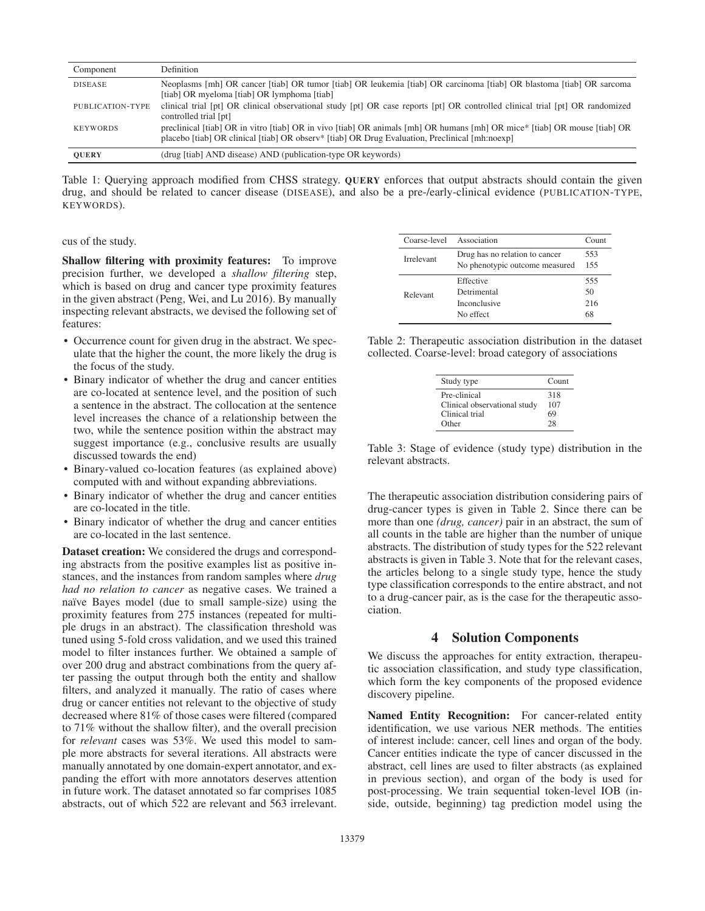| Component | Definition |
|---|---|
| DISEASE | Neoplasms [mh] OR cancer [tiab] OR tumor [tiab] OR leukemia [tiab] OR carcinoma [tiab] OR blastoma [tiab] OR sarcoma [tiab] OR myeloma [tiab] OR lymphoma [tiab] |
| PUBLICATION-TYPE | clinical trial [pt] OR clinical observational study [pt] OR case reports [pt] OR controlled clinical trial [pt] OR randomized controlled trial [pt] |
| KEYWORDS | preclinical [tiab] OR in vitro [tiab] OR in vivo [tiab] OR animals [mh] OR humans [mh] OR mice* [tiab] OR mouse [tiab] OR placebo [tiab] OR clinical [tiab] OR observ* [tiab] OR Drug Evaluation, Preclinical [mh:noexp] |
| **QUERY** | (drug [tiab] AND disease) AND (publication-type OR keywords) |

Table 1: Querying approach modified from CHSS strategy. **QUERY** enforces that output abstracts should contain the given drug, and should be related to cancer disease (DISEASE), and also be a pre-/early-clinical evidence (PUBLICATION-TYPE, KEYWORDS).

cus of the study.

**Shallow filtering with proximity features:** To improve precision further, we developed a *shallow filtering* step, which is based on drug and cancer type proximity features in the given abstract (Peng, Wei, and Lu 2016). By manually inspecting relevant abstracts, we devised the following set of features:

- Occurrence count for given drug in the abstract. We speculate that the higher the count, the more likely the drug is the focus of the study.
- Binary indicator of whether the drug and cancer entities are co-located at sentence level, and the position of such a sentence in the abstract. The collocation at the sentence level increases the chance of a relationship between the two, while the sentence position within the abstract may suggest importance (e.g., conclusive results are usually discussed towards the end)
- Binary-valued co-location features (as explained above) computed with and without expanding abbreviations.
- Binary indicator of whether the drug and cancer entities are co-located in the title.
- Binary indicator of whether the drug and cancer entities are co-located in the last sentence.

**Dataset creation:** We considered the drugs and corresponding abstracts from the positive examples list as positive instances, and the instances from random samples where *drug had no relation to cancer* as negative cases. We trained a naïve Bayes model (due to small sample-size) using the proximity features from 275 instances (repeated for multiple drugs in an abstract). The classification threshold was tuned using 5-fold cross validation, and we used this trained model to filter instances further. We obtained a sample of over 200 drug and abstract combinations from the query after passing the output through both the entity and shallow filters, and analyzed it manually. The ratio of cases where drug or cancer entities not relevant to the objective of study decreased where 81% of those cases were filtered (compared to 71% without the shallow filter), and the overall precision for *relevant* cases was 53%. We used this model to sample more abstracts for several iterations. All abstracts were manually annotated by one domain-expert annotator, and expanding the effort with more annotators deserves attention in future work. The dataset annotated so far comprises 1085 abstracts, out of which 522 are relevant and 563 irrelevant.

| Coarse-level | Association | Count |
|---|---|---|
| Irrelevant | Drug has no relation to cancer | 553 |
| | No phenotypic outcome measured | 155 |
| Relevant | Effective | 555 |
| | Detrimental | 50 |
| | Inconclusive | 216 |
| | No effect | 68 |

Table 2: Therapeutic association distribution in the dataset collected. Coarse-level: broad category of associations

| Study type | Count |
|---|---|
| Pre-clinical | 318 |
| Clinical observational study | 107 |
| Clinical trial | 69 |
| Other | 28 |

Table 3: Stage of evidence (study type) distribution in the relevant abstracts.

The therapeutic association distribution considering pairs of drug-cancer types is given in Table 2. Since there can be more than one *(drug, cancer)* pair in an abstract, the sum of all counts in the table are higher than the number of unique abstracts. The distribution of study types for the 522 relevant abstracts is given in Table 3. Note that for the relevant cases, the articles belong to a single study type, hence the study type classification corresponds to the entire abstract, and not to a drug-cancer pair, as is the case for the therapeutic association.

## 4 Solution Components

We discuss the approaches for entity extraction, therapeutic association classification, and study type classification, which form the key components of the proposed evidence discovery pipeline.

**Named Entity Recognition:** For cancer-related entity identification, we use various NER methods. The entities of interest include: cancer, cell lines and organ of the body. Cancer entities indicate the type of cancer discussed in the abstract, cell lines are used to filter abstracts (as explained in previous section), and organ of the body is used for post-processing. We train sequential token-level IOB (inside, outside, beginning) tag prediction model using the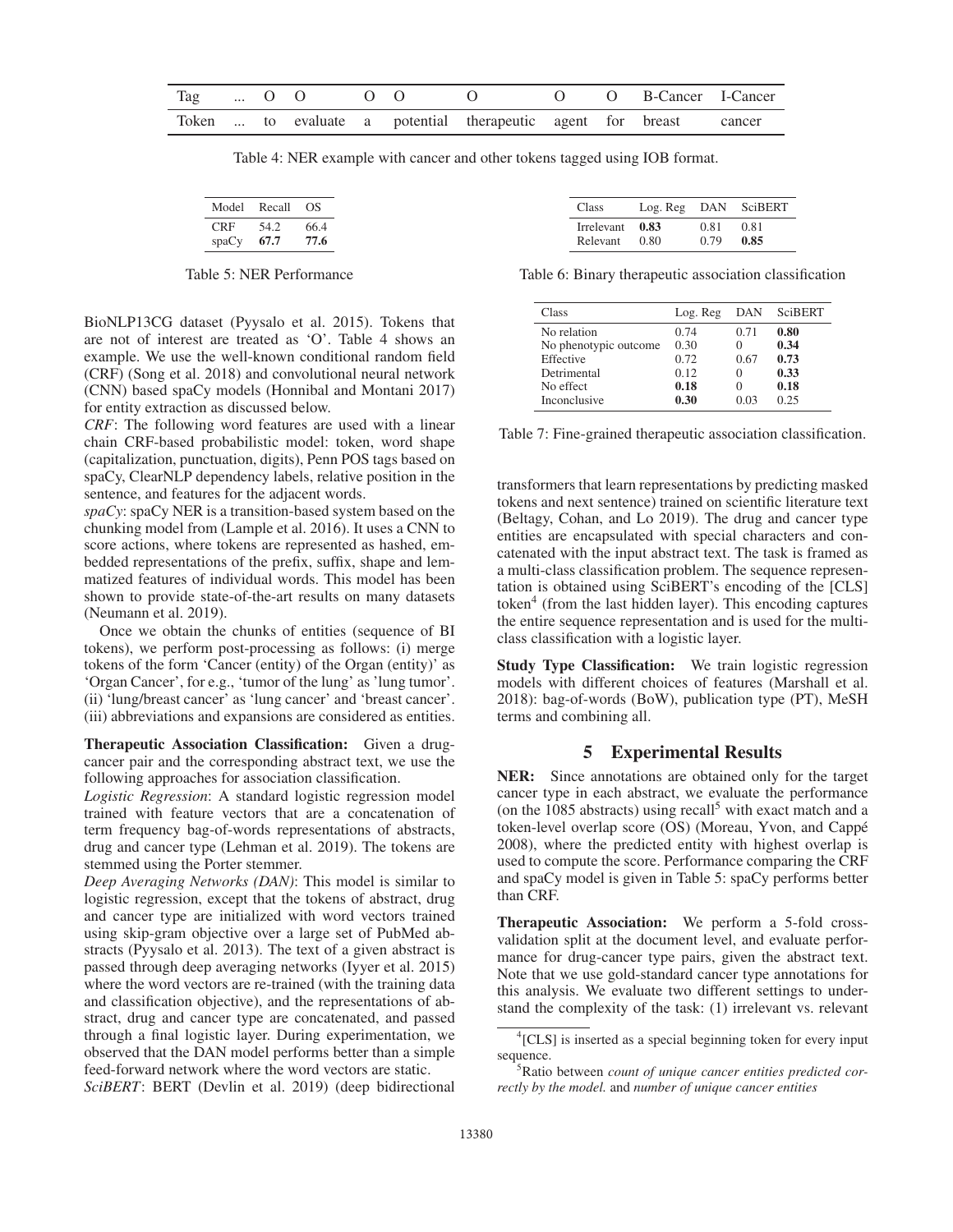| Tag | ... | O | O | O | O | O | O | O | B-Cancer | I-Cancer |
|---|---|---|---|---|---|---|---|---|---|---|
| Token | ... | to | evaluate | a | potential | therapeutic | agent | for | breast | cancer |

Table 4: NER example with cancer and other tokens tagged using IOB format.

| Model | Recall | OS |
|---|---|---|
| CRF | 54.2 | 66.4 |
| spaCy | **67.7** | **77.6** |

Table 5: NER Performance

| Class | Log. Reg | DAN | SciBERT |
|---|---|---|---|
| Irrelevant | **0.83** | 0.81 | 0.81 |
| Relevant | 0.80 | 0.79 | **0.85** |

Table 6: Binary therapeutic association classification

| Class | Log. Reg | DAN | SciBERT |
|---|---|---|---|
| No relation | 0.74 | 0.71 | **0.80** |
| No phenotypic outcome | 0.30 | 0 | **0.34** |
| Effective | 0.72 | 0.67 | **0.73** |
| Detrimental | 0.12 | 0 | **0.33** |
| No effect | **0.18** | 0 | **0.18** |
| Inconclusive | **0.30** | 0.03 | 0.25 |

Table 7: Fine-grained therapeutic association classification.

BioNLP13CG dataset (Pyysalo et al. 2015). Tokens that are not of interest are treated as 'O'. Table 4 shows an example. We use the well-known conditional random field (CRF) (Song et al. 2018) and convolutional neural network (CNN) based spaCy models (Honnibal and Montani 2017) for entity extraction as discussed below.

*CRF*: The following word features are used with a linear chain CRF-based probabilistic model: token, word shape (capitalization, punctuation, digits), Penn POS tags based on spaCy, ClearNLP dependency labels, relative position in the sentence, and features for the adjacent words.

*spaCy*: spaCy NER is a transition-based system based on the chunking model from (Lample et al. 2016). It uses a CNN to score actions, where tokens are represented as hashed, embedded representations of the prefix, suffix, shape and lemmatized features of individual words. This model has been shown to provide state-of-the-art results on many datasets (Neumann et al. 2019).

Once we obtain the chunks of entities (sequence of BI tokens), we perform post-processing as follows: (i) merge tokens of the form 'Cancer (entity) of the Organ (entity)' as 'Organ Cancer', for e.g., 'tumor of the lung' as 'lung tumor'. (ii) 'lung/breast cancer' as 'lung cancer' and 'breast cancer'. (iii) abbreviations and expansions are considered as entities.

**Therapeutic Association Classification:** Given a drug-cancer pair and the corresponding abstract text, we use the following approaches for association classification.

*Logistic Regression*: A standard logistic regression model trained with feature vectors that are a concatenation of term frequency bag-of-words representations of abstracts, drug and cancer type (Lehman et al. 2019). The tokens are stemmed using the Porter stemmer.

*Deep Averaging Networks (DAN)*: This model is similar to logistic regression, except that the tokens of abstract, drug and cancer type are initialized with word vectors trained using skip-gram objective over a large set of PubMed abstracts (Pyysalo et al. 2013). The text of a given abstract is passed through deep averaging networks (Iyyer et al. 2015) where the word vectors are re-trained (with the training data and classification objective), and the representations of abstract, drug and cancer type are concatenated, and passed through a final logistic layer. During experimentation, we observed that the DAN model performs better than a simple feed-forward network where the word vectors are static.

*SciBERT*: BERT (Devlin et al. 2019) (deep bidirectional transformers that learn representations by predicting masked tokens and next sentence) trained on scientific literature text (Beltagy, Cohan, and Lo 2019). The drug and cancer type entities are encapsulated with special characters and concatenated with the input abstract text. The task is framed as a multi-class classification problem. The sequence representation is obtained using SciBERT's encoding of the [CLS] token[4] (from the last hidden layer). This encoding captures the entire sequence representation and is used for the multi-class classification with a logistic layer.

**Study Type Classification:** We train logistic regression models with different choices of features (Marshall et al. 2018): bag-of-words (BoW), publication type (PT), MeSH terms and combining all.

## 5 Experimental Results

**NER:** Since annotations are obtained only for the target cancer type in each abstract, we evaluate the performance (on the 1085 abstracts) using recall[5] with exact match and a token-level overlap score (OS) (Moreau, Yvon, and Cappé 2008), where the predicted entity with highest overlap is used to compute the score. Performance comparing the CRF and spaCy model is given in Table 5: spaCy performs better than CRF.

**Therapeutic Association:** We perform a 5-fold cross-validation split at the document level, and evaluate performance for drug-cancer type pairs, given the abstract text. Note that we use gold-standard cancer type annotations for this analysis. We evaluate two different settings to understand the complexity of the task: (1) irrelevant vs. relevant

[4] [CLS] is inserted as a special beginning token for every input sequence.

[5] Ratio between *count of unique cancer entities predicted correctly by the model.* and *number of unique cancer entities*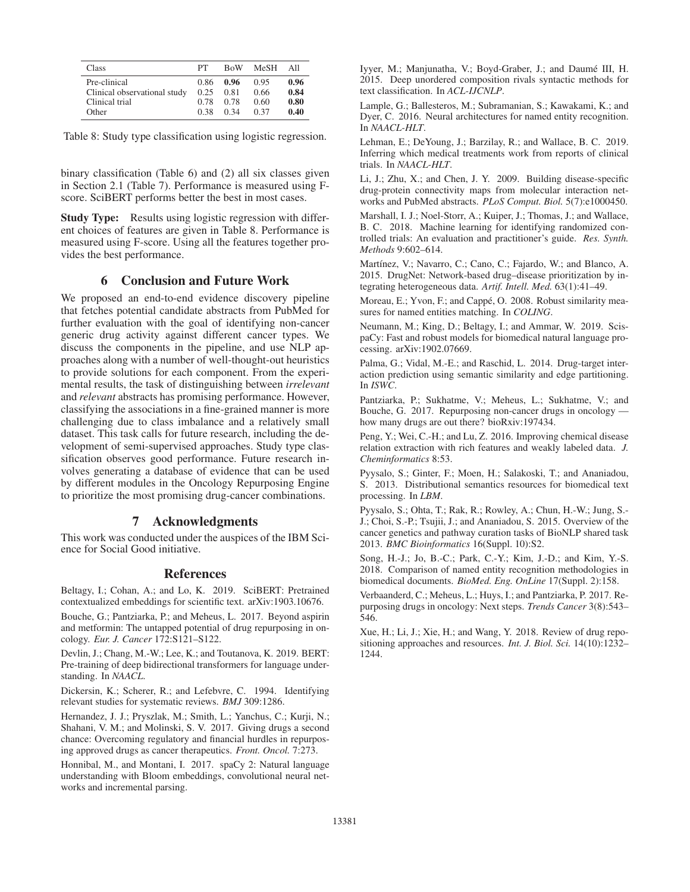| Class | PT | BoW | MeSH | All |
|---|---|---|---|---|
| Pre-clinical | 0.86 | **0.96** | 0.95 | **0.96** |
| Clinical observational study | 0.25 | 0.81 | 0.66 | **0.84** |
| Clinical trial | 0.78 | 0.78 | 0.60 | **0.80** |
| Other | 0.38 | 0.34 | 0.37 | **0.40** |

Table 8: Study type classification using logistic regression.

binary classification (Table 6) and (2) all six classes given in Section 2.1 (Table 7). Performance is measured using F-score. SciBERT performs better the best in most cases.

**Study Type:** Results using logistic regression with different choices of features are given in Table 8. Performance is measured using F-score. Using all the features together provides the best performance.

## 6 Conclusion and Future Work

We proposed an end-to-end evidence discovery pipeline that fetches potential candidate abstracts from PubMed for further evaluation with the goal of identifying non-cancer generic drug activity against different cancer types. We discuss the components in the pipeline, and use NLP approaches along with a number of well-thought-out heuristics to provide solutions for each component. From the experimental results, the task of distinguishing between *irrelevant* and *relevant* abstracts has promising performance. However, classifying the associations in a fine-grained manner is more challenging due to class imbalance and a relatively small dataset. This task calls for future research, including the development of semi-supervised approaches. Study type classification observes good performance. Future research involves generating a database of evidence that can be used by different modules in the Oncology Repurposing Engine to prioritize the most promising drug-cancer combinations.

## 7 Acknowledgments

This work was conducted under the auspices of the IBM Science for Social Good initiative.

## References

Beltagy, I.; Cohan, A.; and Lo, K. 2019. SciBERT: Pretrained contextualized embeddings for scientific text. arXiv:1903.10676.

Bouche, G.; Pantziarka, P.; and Meheus, L. 2017. Beyond aspirin and metformin: The untapped potential of drug repurposing in oncology. *Eur. J. Cancer* 172:S121–S122.

Devlin, J.; Chang, M.-W.; Lee, K.; and Toutanova, K. 2019. BERT: Pre-training of deep bidirectional transformers for language understanding. In *NAACL*.

Dickersin, K.; Scherer, R.; and Lefebvre, C. 1994. Identifying relevant studies for systematic reviews. *BMJ* 309:1286.

Hernandez, J. J.; Pryszlak, M.; Smith, L.; Yanchus, C.; Kurji, N.; Shahani, V. M.; and Molinski, S. V. 2017. Giving drugs a second chance: Overcoming regulatory and financial hurdles in repurposing approved drugs as cancer therapeutics. *Front. Oncol.* 7:273.

Honnibal, M., and Montani, I. 2017. spaCy 2: Natural language understanding with Bloom embeddings, convolutional neural networks and incremental parsing.

Iyyer, M.; Manjunatha, V.; Boyd-Graber, J.; and Daumé III, H. 2015. Deep unordered composition rivals syntactic methods for text classification. In *ACL-IJCNLP*.

Lample, G.; Ballesteros, M.; Subramanian, S.; Kawakami, K.; and Dyer, C. 2016. Neural architectures for named entity recognition. In *NAACL-HLT*.

Lehman, E.; DeYoung, J.; Barzilay, R.; and Wallace, B. C. 2019. Inferring which medical treatments work from reports of clinical trials. In *NAACL-HLT*.

Li, J.; Zhu, X.; and Chen, J. Y. 2009. Building disease-specific drug-protein connectivity maps from molecular interaction networks and PubMed abstracts. *PLoS Comput. Biol.* 5(7):e1000450.

Marshall, I. J.; Noel-Storr, A.; Kuiper, J.; Thomas, J.; and Wallace, B. C. 2018. Machine learning for identifying randomized controlled trials: An evaluation and practitioner's guide. *Res. Synth. Methods* 9:602–614.

Martínez, V.; Navarro, C.; Cano, C.; Fajardo, W.; and Blanco, A. 2015. DrugNet: Network-based drug–disease prioritization by integrating heterogeneous data. *Artif. Intell. Med.* 63(1):41–49.

Moreau, E.; Yvon, F.; and Cappé, O. 2008. Robust similarity measures for named entities matching. In *COLING*.

Neumann, M.; King, D.; Beltagy, I.; and Ammar, W. 2019. ScispaCy: Fast and robust models for biomedical natural language processing. arXiv:1902.07669.

Palma, G.; Vidal, M.-E.; and Raschid, L. 2014. Drug-target interaction prediction using semantic similarity and edge partitioning. In *ISWC*.

Pantziarka, P.; Sukhatme, V.; Meheus, L.; Sukhatme, V.; and Bouche, G. 2017. Repurposing non-cancer drugs in oncology — how many drugs are out there? bioRxiv:197434.

Peng, Y.; Wei, C.-H.; and Lu, Z. 2016. Improving chemical disease relation extraction with rich features and weakly labeled data. *J. Cheminformatics* 8:53.

Pyysalo, S.; Ginter, F.; Moen, H.; Salakoski, T.; and Ananiadou, S. 2013. Distributional semantics resources for biomedical text processing. In *LBM*.

Pyysalo, S.; Ohta, T.; Rak, R.; Rowley, A.; Chun, H.-W.; Jung, S.-J.; Choi, S.-P.; Tsujii, J.; and Ananiadou, S. 2015. Overview of the cancer genetics and pathway curation tasks of BioNLP shared task 2013. *BMC Bioinformatics* 16(Suppl. 10):S2.

Song, H.-J.; Jo, B.-C.; Park, C.-Y.; Kim, J.-D.; and Kim, Y.-S. 2018. Comparison of named entity recognition methodologies in biomedical documents. *BioMed. Eng. OnLine* 17(Suppl. 2):158.

Verbaanderd, C.; Meheus, L.; Huys, I.; and Pantziarka, P. 2017. Repurposing drugs in oncology: Next steps. *Trends Cancer* 3(8):543–546.

Xue, H.; Li, J.; Xie, H.; and Wang, Y. 2018. Review of drug repositioning approaches and resources. *Int. J. Biol. Sci.* 14(10):1232–1244.